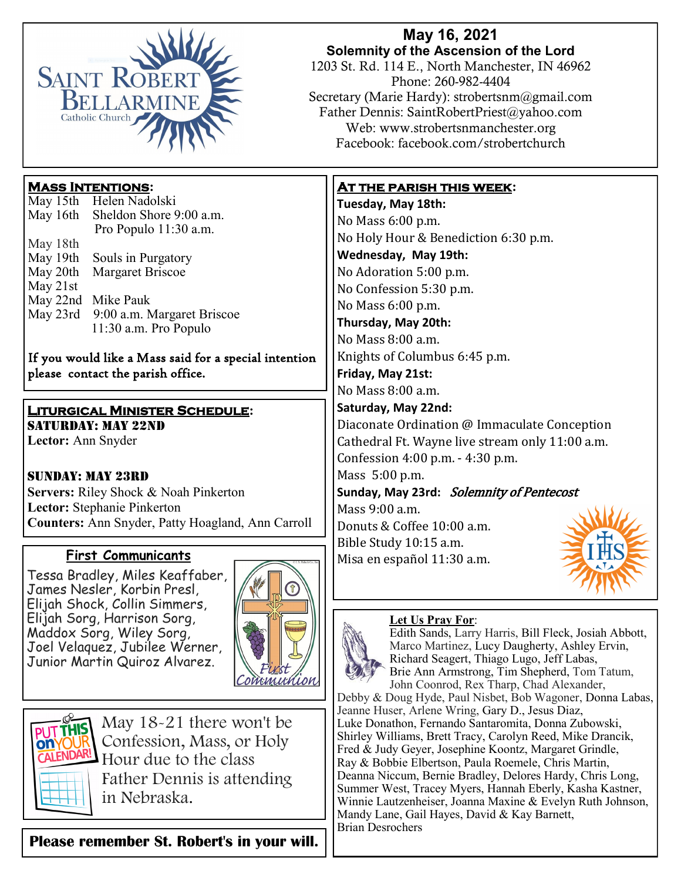Saint Robert Bellarmine Catholic Church

# May 16, 2021

**Solemnity of the Ascension of the Lord**

1203 St. Rd. 114 E., North Manchester, IN 46962
Phone: 260-982-4404
Secretary (Marie Hardy): strobertsnm@gmail.com
Father Dennis: SaintRobertPriest@yahoo.com
Web: www.strobertsnmanchester.org
Facebook: facebook.com/strobertchurch

## Mass Intentions:

May 15th Helen Nadolski
May 16th Sheldon Shore 9:00 a.m.
Pro Populo 11:30 a.m.
May 18th
May 19th Souls in Purgatory
May 20th Margaret Briscoe
May 21st
May 22nd Mike Pauk
May 23rd 9:00 a.m. Margaret Briscoe
11:30 a.m. Pro Populo

If you would like a Mass said for a special intention please contact the parish office.

## Liturgical Minister Schedule:

**SATURDAY: MAY 22ND**
**Lector:** Ann Snyder

**SUNDAY: MAY 23RD**
**Servers:** Riley Shock & Noah Pinkerton
**Lector:** Stephanie Pinkerton
**Counters:** Ann Snyder, Patty Hoagland, Ann Carroll

## First Communicants

Tessa Bradley, Miles Keaffaber, James Nesler, Korbin Presl, Elijah Shock, Collin Simmers, Elijah Sorg, Harrison Sorg, Maddox Sorg, Wiley Sorg, Joel Velaquez, Jubilee Werner, Junior Martin Quiroz Alvarez.

PUT THIS on YOUR CALENDAR!

May 18-21 there won't be Confession, Mass, or Holy Hour due to the class Father Dennis is attending in Nebraska.

**Please remember St. Robert's in your will.**

## At the parish this week:

**Tuesday, May 18th:**
No Mass 6:00 p.m.
No Holy Hour & Benediction 6:30 p.m.

**Wednesday, May 19th:**
No Adoration 5:00 p.m.
No Confession 5:30 p.m.
No Mass 6:00 p.m.

**Thursday, May 20th:**
No Mass 8:00 a.m.
Knights of Columbus 6:45 p.m.

**Friday, May 21st:**
No Mass 8:00 a.m.

**Saturday, May 22nd:**
Diaconate Ordination @ Immaculate Conception Cathedral Ft. Wayne live stream only 11:00 a.m.
Confession 4:00 p.m. - 4:30 p.m.
Mass 5:00 p.m.

**Sunday, May 23rd:** *Solemnity of Pentecost*
Mass 9:00 a.m.
Donuts & Coffee 10:00 a.m.
Bible Study 10:15 a.m.
Misa en español 11:30 a.m.

## Let Us Pray For:

Edith Sands, Larry Harris, Bill Fleck, Josiah Abbott, Marco Martinez, Lucy Daugherty, Ashley Ervin, Richard Seagert, Thiago Lugo, Jeff Labas, Brie Ann Armstrong, Tim Shepherd, Tom Tatum, John Coonrod, Rex Tharp, Chad Alexander, Debby & Doug Hyde, Paul Nisbet, Bob Wagoner, Donna Labas, Jeanne Huser, Arlene Wring, Gary D., Jesus Diaz, Luke Donathon, Fernando Santaromita, Donna Zubowski, Shirley Williams, Brett Tracy, Carolyn Reed, Mike Drancik, Fred & Judy Geyer, Josephine Koontz, Margaret Grindle, Ray & Bobbie Elbertson, Paula Roemele, Chris Martin, Deanna Niccum, Bernie Bradley, Delores Hardy, Chris Long, Summer West, Tracey Myers, Hannah Eberly, Kasha Kastner, Winnie Lautzenheiser, Joanna Maxine & Evelyn Ruth Johnson, Mandy Lane, Gail Hayes, David & Kay Barnett, Brian Desrochers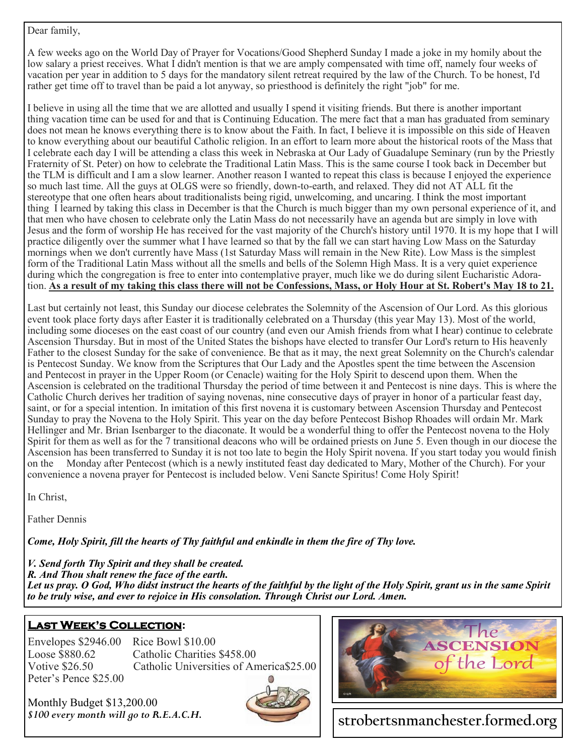Dear family,

A few weeks ago on the World Day of Prayer for Vocations/Good Shepherd Sunday I made a joke in my homily about the low salary a priest receives. What I didn't mention is that we are amply compensated with time off, namely four weeks of vacation per year in addition to 5 days for the mandatory silent retreat required by the law of the Church. To be honest, I'd rather get time off to travel than be paid a lot anyway, so priesthood is definitely the right "job" for me.

I believe in using all the time that we are allotted and usually I spend it visiting friends. But there is another important thing vacation time can be used for and that is Continuing Education. The mere fact that a man has graduated from seminary does not mean he knows everything there is to know about the Faith. In fact, I believe it is impossible on this side of Heaven to know everything about our beautiful Catholic religion. In an effort to learn more about the historical roots of the Mass that I celebrate each day I will be attending a class this week in Nebraska at Our Lady of Guadalupe Seminary (run by the Priestly Fraternity of St. Peter) on how to celebrate the Traditional Latin Mass. This is the same course I took back in December but the TLM is difficult and I am a slow learner. Another reason I wanted to repeat this class is because I enjoyed the experience so much last time. All the guys at OLGS were so friendly, down-to-earth, and relaxed. They did not AT ALL fit the stereotype that one often hears about traditionalists being rigid, unwelcoming, and uncaring. I think the most important thing I learned by taking this class in December is that the Church is much bigger than my own personal experience of it, and that men who have chosen to celebrate only the Latin Mass do not necessarily have an agenda but are simply in love with Jesus and the form of worship He has received for the vast majority of the Church's history until 1970. It is my hope that I will practice diligently over the summer what I have learned so that by the fall we can start having Low Mass on the Saturday mornings when we don't currently have Mass (1st Saturday Mass will remain in the New Rite). Low Mass is the simplest form of the Traditional Latin Mass without all the smells and bells of the Solemn High Mass. It is a very quiet experience during which the congregation is free to enter into contemplative prayer, much like we do during silent Eucharistic Adoration. **As a result of my taking this class there will not be Confessions, Mass, or Holy Hour at St. Robert's May 18 to 21.**

Last but certainly not least, this Sunday our diocese celebrates the Solemnity of the Ascension of Our Lord. As this glorious event took place forty days after Easter it is traditionally celebrated on a Thursday (this year May 13). Most of the world, including some dioceses on the east coast of our country (and even our Amish friends from what I hear) continue to celebrate Ascension Thursday. But in most of the United States the bishops have elected to transfer Our Lord's return to His heavenly Father to the closest Sunday for the sake of convenience. Be that as it may, the next great Solemnity on the Church's calendar is Pentecost Sunday. We know from the Scriptures that Our Lady and the Apostles spent the time between the Ascension and Pentecost in prayer in the Upper Room (or Cenacle) waiting for the Holy Spirit to descend upon them. When the Ascension is celebrated on the traditional Thursday the period of time between it and Pentecost is nine days. This is where the Catholic Church derives her tradition of saying novenas, nine consecutive days of prayer in honor of a particular feast day, saint, or for a special intention. In imitation of this first novena it is customary between Ascension Thursday and Pentecost Sunday to pray the Novena to the Holy Spirit. This year on the day before Pentecost Bishop Rhoades will ordain Mr. Mark Hellinger and Mr. Brian Isenbarger to the diaconate. It would be a wonderful thing to offer the Pentecost novena to the Holy Spirit for them as well as for the 7 transitional deacons who will be ordained priests on June 5. Even though in our diocese the Ascension has been transferred to Sunday it is not too late to begin the Holy Spirit novena. If you start today you would finish on the Monday after Pentecost (which is a newly instituted feast day dedicated to Mary, Mother of the Church). For your convenience a novena prayer for Pentecost is included below. Veni Sancte Spiritus! Come Holy Spirit!

In Christ,

Father Dennis

***Come, Holy Spirit, fill the hearts of Thy faithful and enkindle in them the fire of Thy love.***

***V. Send forth Thy Spirit and they shall be created.***
***R. And Thou shalt renew the face of the earth.***
***Let us pray. O God, Who didst instruct the hearts of the faithful by the light of the Holy Spirit, grant us in the same Spirit to be truly wise, and ever to rejoice in His consolation. Through Christ our Lord. Amen.***

## Last Week's Collection:

| | |
|---|---|
| Envelopes $2946.00 | Rice Bowl $10.00 |
| Loose $880.62 | Catholic Charities $458.00 |
| Votive $26.50 | Catholic Universities of America$25.00 |
| Peter's Pence $25.00 | |

Monthly Budget $13,200.00
*$100 every month will go to R.E.A.C.H.*

The ASCENSION of the Lord

strobertsnmanchester.formed.org